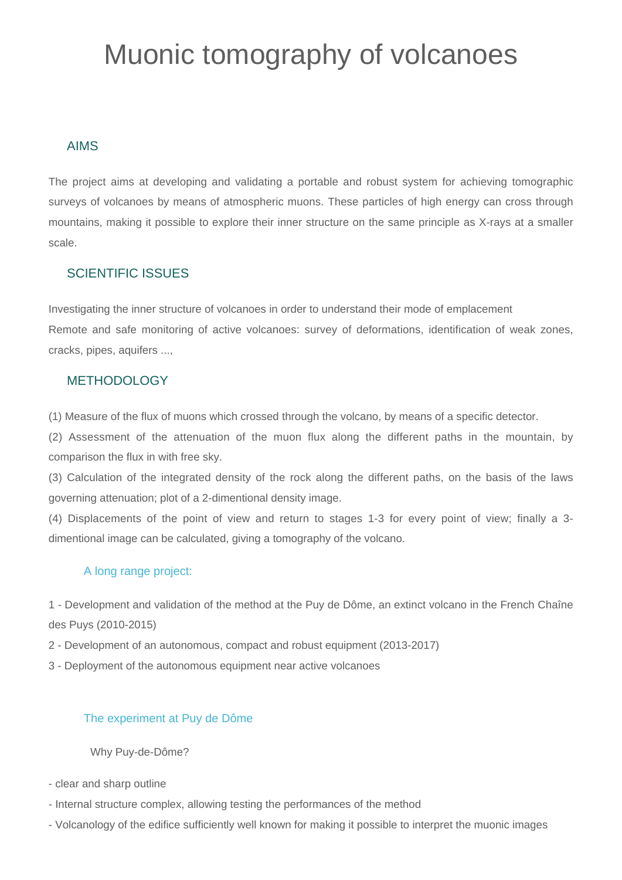# Muonic tomography of volcanoes

## AIMS

The project aims at developing and validating a portable and robust system for achieving tomographic surveys of volcanoes by means of atmospheric muons. These particles of high energy can cross through mountains, making it possible to explore their inner structure on the same principle as X-rays at a smaller scale.

## SCIENTIFIC ISSUES

Investigating the inner structure of volcanoes in order to understand their mode of emplacement

Remote and safe monitoring of active volcanoes: survey of deformations, identification of weak zones, cracks, pipes, aquifers ...,

## METHODOLOGY

(1) Measure of the flux of muons which crossed through the volcano, by means of a specific detector.

(2) Assessment of the attenuation of the muon flux along the different paths in the mountain, by comparison the flux in with free sky.

(3) Calculation of the integrated density of the rock along the different paths, on the basis of the laws governing attenuation; plot of a 2-dimentional density image.

(4) Displacements of the point of view and return to stages 1-3 for every point of view; finally a 3-dimentional image can be calculated, giving a tomography of the volcano.

### A long range project:

1 - Development and validation of the method at the Puy de Dôme, an extinct volcano in the French Chaîne des Puys (2010-2015)

2 - Development of an autonomous, compact and robust equipment (2013-2017)

3 - Deployment of the autonomous equipment near active volcanoes

### The experiment at Puy de Dôme

Why Puy-de-Dôme?

- clear and sharp outline
- Internal structure complex, allowing testing the performances of the method
- Volcanology of the edifice sufficiently well known for making it possible to interpret the muonic images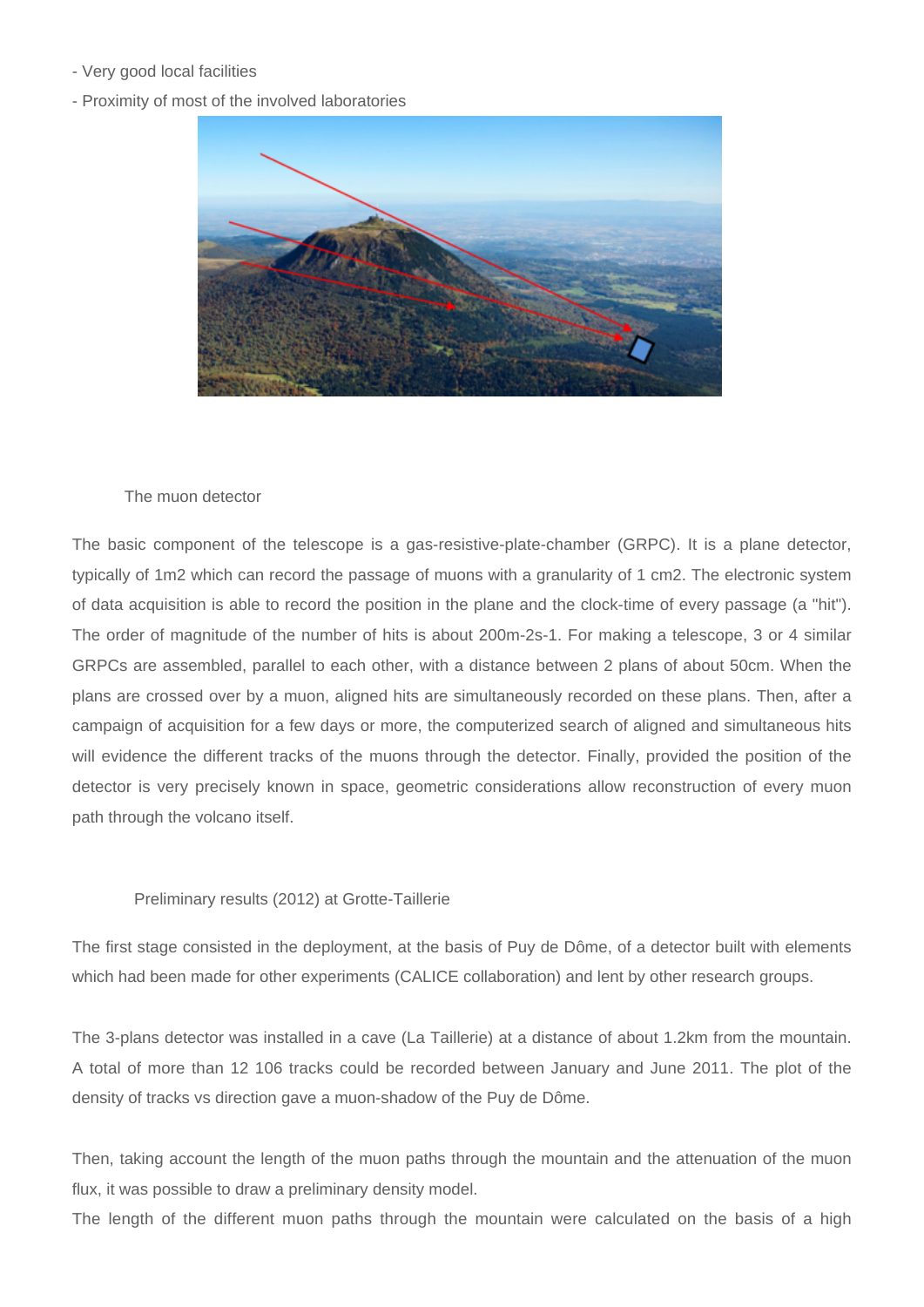- Very good local facilities
- Proximity of most of the involved laboratories

## The muon detector

The basic component of the telescope is a gas-resistive-plate-chamber (GRPC). It is a plane detector, typically of 1m2 which can record the passage of muons with a granularity of 1 cm2. The electronic system of data acquisition is able to record the position in the plane and the clock-time of every passage (a "hit"). The order of magnitude of the number of hits is about 200m-2s-1. For making a telescope, 3 or 4 similar GRPCs are assembled, parallel to each other, with a distance between 2 plans of about 50cm. When the plans are crossed over by a muon, aligned hits are simultaneously recorded on these plans. Then, after a campaign of acquisition for a few days or more, the computerized search of aligned and simultaneous hits will evidence the different tracks of the muons through the detector. Finally, provided the position of the detector is very precisely known in space, geometric considerations allow reconstruction of every muon path through the volcano itself.

## Preliminary results (2012) at Grotte-Taillerie

The first stage consisted in the deployment, at the basis of Puy de Dôme, of a detector built with elements which had been made for other experiments (CALICE collaboration) and lent by other research groups.

The 3-plans detector was installed in a cave (La Taillerie) at a distance of about 1.2km from the mountain. A total of more than 12 106 tracks could be recorded between January and June 2011. The plot of the density of tracks vs direction gave a muon-shadow of the Puy de Dôme.

Then, taking account the length of the muon paths through the mountain and the attenuation of the muon flux, it was possible to draw a preliminary density model.
The length of the different muon paths through the mountain were calculated on the basis of a high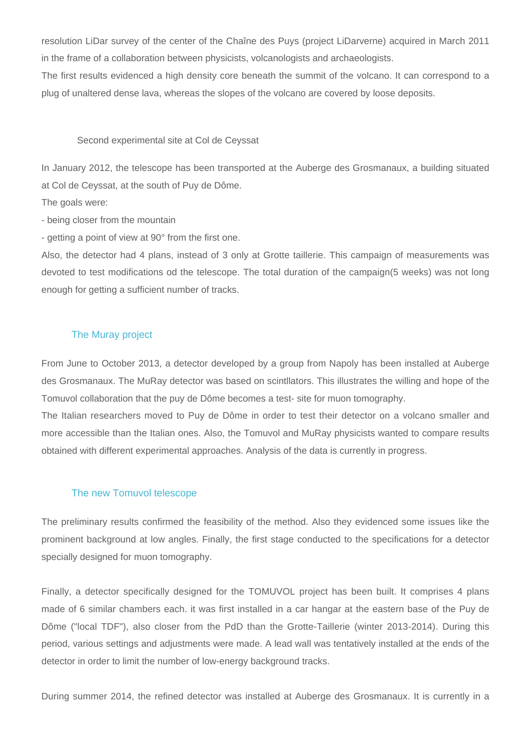resolution LiDar survey of the center of the Chaîne des Puys (project LiDarverne) acquired in March 2011 in the frame of a collaboration between physicists, volcanologists and archaeologists.

The first results evidenced a high density core beneath the summit of the volcano. It can correspond to a plug of unaltered dense lava, whereas the slopes of the volcano are covered by loose deposits.

### Second experimental site at Col de Ceyssat

In January 2012, the telescope has been transported at the Auberge des Grosmanaux, a building situated at Col de Ceyssat, at the south of Puy de Dôme.

The goals were:

- being closer from the mountain
- getting a point of view at 90° from the first one.

Also, the detector had 4 plans, instead of 3 only at Grotte taillerie. This campaign of measurements was devoted to test modifications od the telescope. The total duration of the campaign(5 weeks) was not long enough for getting a sufficient number of tracks.

## The Muray project

From June to October 2013, a detector developed by a group from Napoly has been installed at Auberge des Grosmanaux. The MuRay detector was based on scintllators. This illustrates the willing and hope of the Tomuvol collaboration that the puy de Dôme becomes a test- site for muon tomography.

The Italian researchers moved to Puy de Dôme in order to test their detector on a volcano smaller and more accessible than the Italian ones. Also, the Tomuvol and MuRay physicists wanted to compare results obtained with different experimental approaches. Analysis of the data is currently in progress.

## The new Tomuvol telescope

The preliminary results confirmed the feasibility of the method. Also they evidenced some issues like the prominent background at low angles. Finally, the first stage conducted to the specifications for a detector specially designed for muon tomography.

Finally, a detector specifically designed for the TOMUVOL project has been built. It comprises 4 plans made of 6 similar chambers each. it was first installed in a car hangar at the eastern base of the Puy de Dôme ("local TDF"), also closer from the PdD than the Grotte-Taillerie (winter 2013-2014). During this period, various settings and adjustments were made. A lead wall was tentatively installed at the ends of the detector in order to limit the number of low-energy background tracks.

During summer 2014, the refined detector was installed at Auberge des Grosmanaux. It is currently in a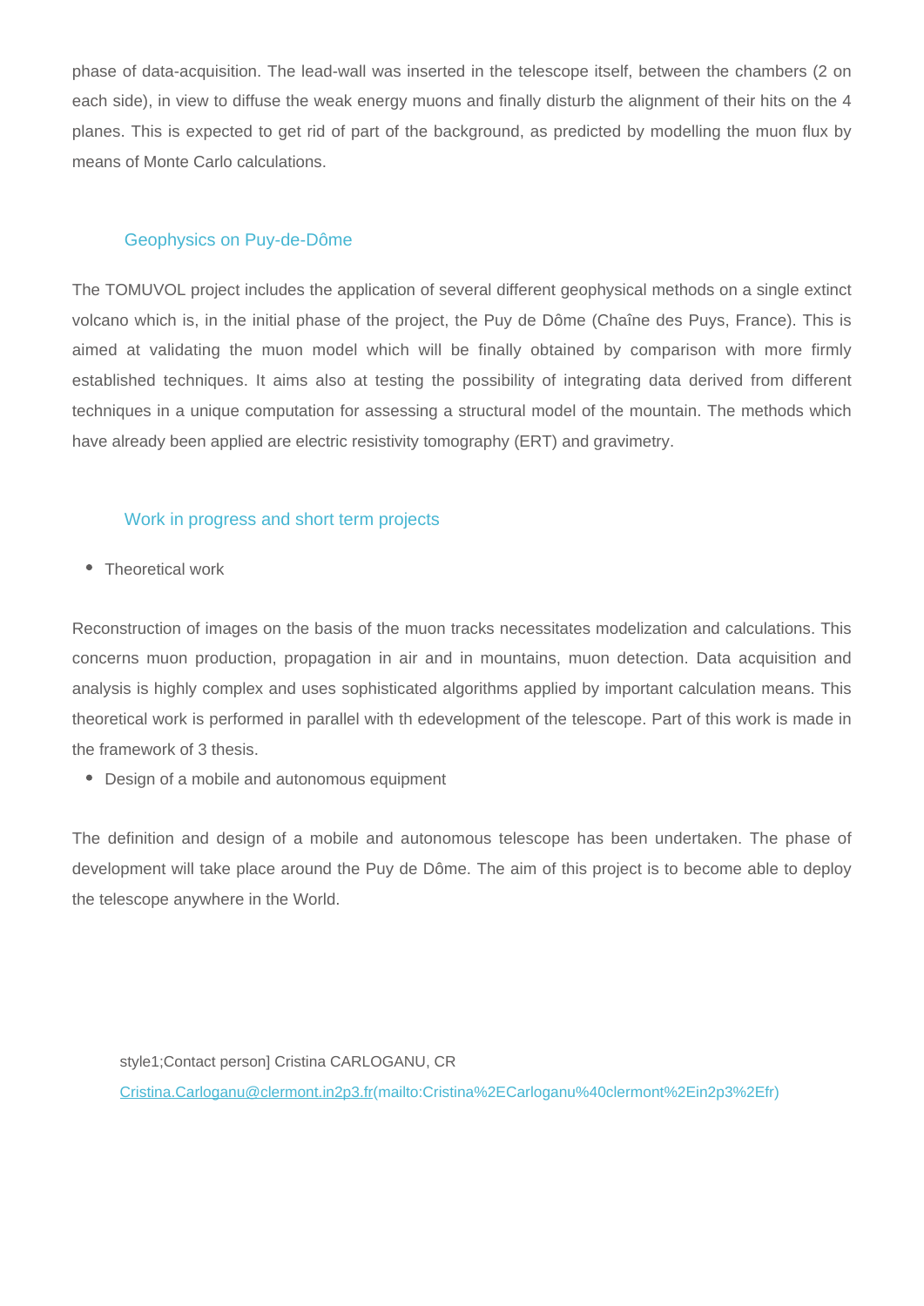phase of data-acquisition. The lead-wall was inserted in the telescope itself, between the chambers (2 on each side), in view to diffuse the weak energy muons and finally disturb the alignment of their hits on the 4 planes. This is expected to get rid of part of the background, as predicted by modelling the muon flux by means of Monte Carlo calculations.

## Geophysics on Puy-de-Dôme

The TOMUVOL project includes the application of several different geophysical methods on a single extinct volcano which is, in the initial phase of the project, the Puy de Dôme (Chaîne des Puys, France). This is aimed at validating the muon model which will be finally obtained by comparison with more firmly established techniques. It aims also at testing the possibility of integrating data derived from different techniques in a unique computation for assessing a structural model of the mountain. The methods which have already been applied are electric resistivity tomography (ERT) and gravimetry.

## Work in progress and short term projects

- Theoretical work

Reconstruction of images on the basis of the muon tracks necessitates modelization and calculations. This concerns muon production, propagation in air and in mountains, muon detection. Data acquisition and analysis is highly complex and uses sophisticated algorithms applied by important calculation means. This theoretical work is performed in parallel with th edevelopment of the telescope. Part of this work is made in the framework of 3 thesis.

- Design of a mobile and autonomous equipment

The definition and design of a mobile and autonomous telescope has been undertaken. The phase of development will take place around the Puy de Dôme. The aim of this project is to become able to deploy the telescope anywhere in the World.

style1;Contact person] Cristina CARLOGANU, CR

[Cristina.Carloganu@clermont.in2p3.fr(mailto:Cristina%2ECarloganu%40clermont%2Ein2p3%2Efr)](mailto:Cristina.Carloganu@clermont.in2p3.fr)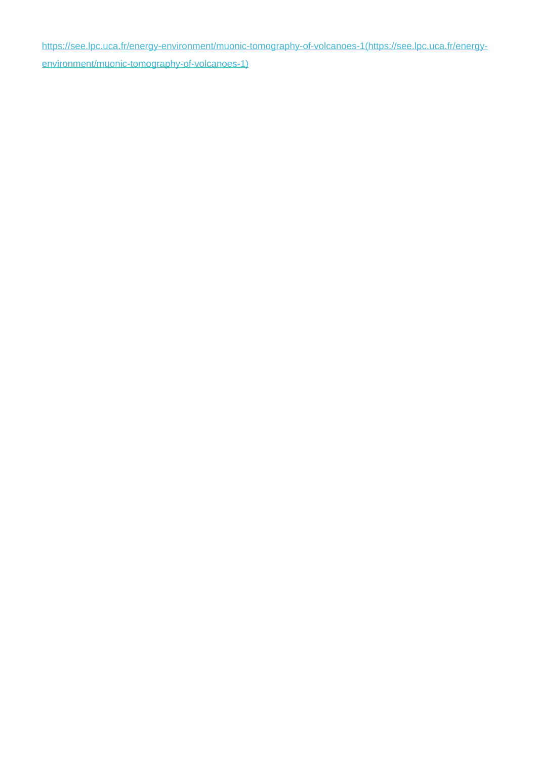https://see.lpc.uca.fr/energy-environment/muonic-tomography-of-volcanoes-1(https://see.lpc.uca.fr/energy-environment/muonic-tomography-of-volcanoes-1)